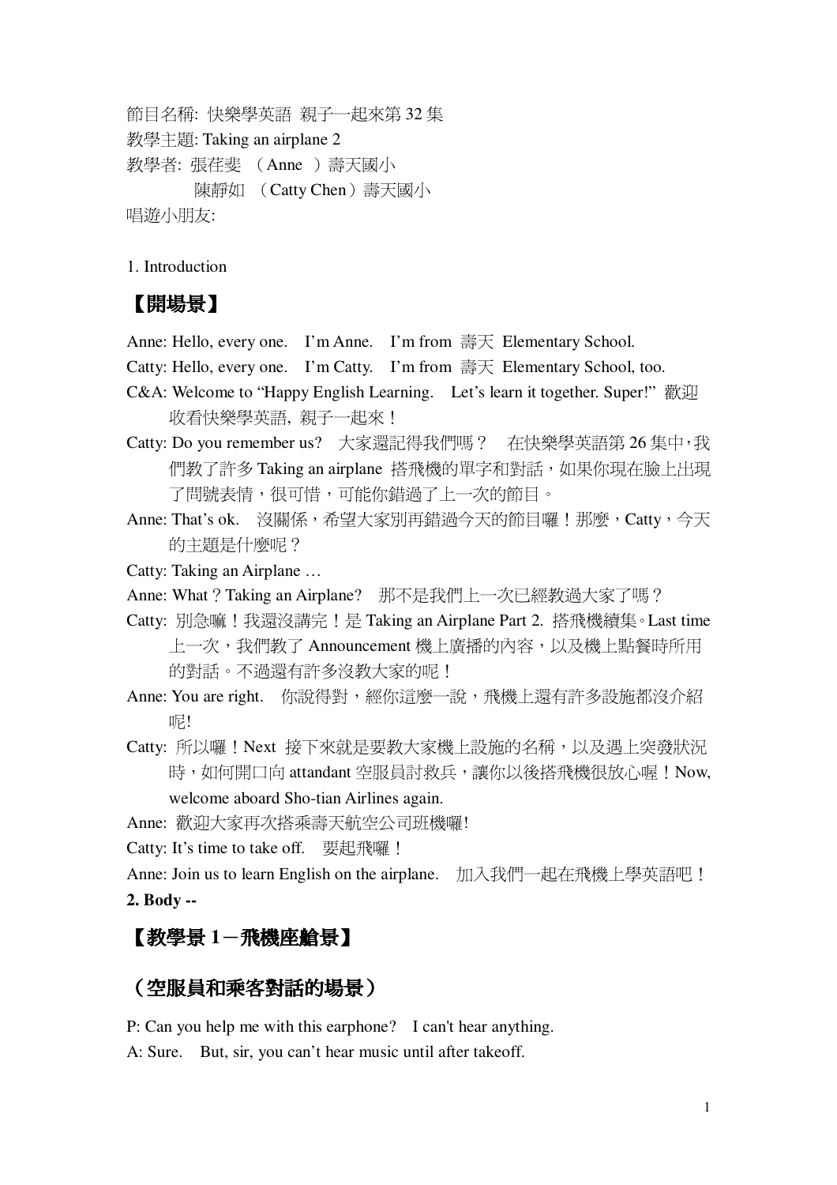節目名稱: 快樂學英語 親子一起來第 32 集
教學主題: Taking an airplane 2
教學者: 張荏斐 （Anne ）壽天國小
陳靜如 （Catty Chen）壽天國小
唱遊小朋友:

1. Introduction

## 【開場景】

Anne: Hello, every one. I'm Anne. I'm from 壽天 Elementary School.

Catty: Hello, every one. I'm Catty. I'm from 壽天 Elementary School, too.

C&A: Welcome to "Happy English Learning. Let's learn it together. Super!" 歡迎收看快樂學英語, 親子一起來！

Catty: Do you remember us? 大家還記得我們嗎？ 在快樂學英語第 26 集中，我們教了許多 Taking an airplane 搭飛機的單字和對話，如果你現在臉上出現了問號表情，很可惜，可能你錯過了上一次的節目。

Anne: That's ok. 沒關係，希望大家別再錯過今天的節目囉！那麼，Catty，今天的主題是什麼呢？

Catty: Taking an Airplane …

Anne: What？Taking an Airplane? 那不是我們上一次已經教過大家了嗎？

Catty: 別急嘛！我還沒講完！是 Taking an Airplane Part 2. 搭飛機續集。Last time 上一次，我們教了 Announcement 機上廣播的內容，以及機上點餐時所用的對話。不過還有許多沒教大家的呢！

Anne: You are right. 你說得對，經你這麼一說，飛機上還有許多設施都沒介紹呢!

Catty: 所以囉！Next 接下來就是要教大家機上設施的名稱，以及遇上突發狀況時，如何開口向 attandant 空服員討救兵，讓你以後搭飛機很放心喔！Now, welcome aboard Sho-tian Airlines again.

Anne: 歡迎大家再次搭乘壽天航空公司班機囉!

Catty: It's time to take off. 要起飛囉！

Anne: Join us to learn English on the airplane. 加入我們一起在飛機上學英語吧！

**2. Body --**

## 【教學景 1－飛機座艙景】

## （空服員和乘客對話的場景）

P: Can you help me with this earphone? I can't hear anything.

A: Sure. But, sir, you can't hear music until after takeoff.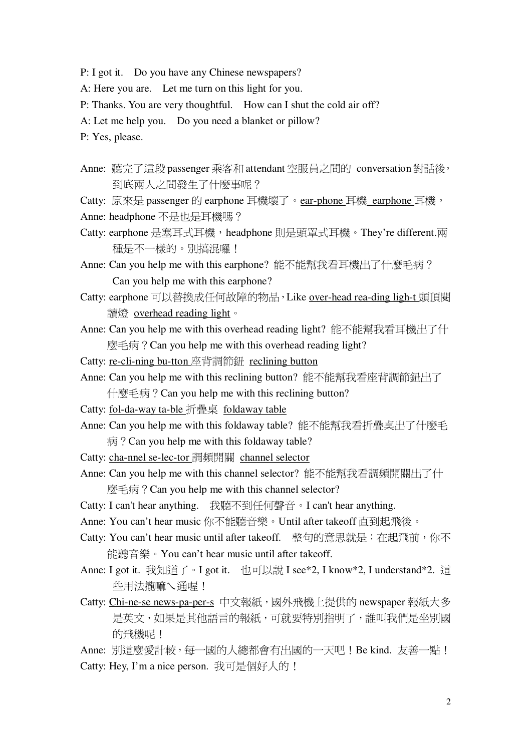P: I got it.　Do you have any Chinese newspapers?

A: Here you are.　Let me turn on this light for you.

P: Thanks. You are very thoughtful.　How can I shut the cold air off?

A: Let me help you.　Do you need a blanket or pillow?

P: Yes, please.

Anne: 聽完了這段 passenger 乘客和 attendant 空服員之間的 conversation 對話後，到底兩人之間發生了什麼事呢？

Catty: 原來是 passenger 的 earphone 耳機壞了。ear-phone 耳機 earphone 耳機，

Anne: headphone 不是也是耳機嗎？

Catty: earphone 是塞耳式耳機，headphone 則是頭罩式耳機。They're different.兩種是不一樣的。別搞混囉！

Anne: Can you help me with this earphone? 能不能幫我看耳機出了什麼毛病？Can you help me with this earphone?

Catty: earphone 可以替換成任何故障的物品，Like over-head rea-ding ligh-t 頭頂閱讀燈 overhead reading light。

Anne: Can you help me with this overhead reading light? 能不能幫我看耳機出了什麼毛病？Can you help me with this overhead reading light?

Catty: re-cli-ning bu-tton 座背調節鈕 reclining button

Anne: Can you help me with this reclining button? 能不能幫我看座背調節鈕出了什麼毛病？Can you help me with this reclining button?

Catty: fol-da-way ta-ble 折疊桌 foldaway table

Anne: Can you help me with this foldaway table? 能不能幫我看折疊桌出了什麼毛病？Can you help me with this foldaway table?

Catty: cha-nnel se-lec-tor 調頻開關 channel selector

Anne: Can you help me with this channel selector? 能不能幫我看調頻開關出了什麼毛病？Can you help me with this channel selector?

Catty: I can't hear anything.　我聽不到任何聲音。I can't hear anything.

Anne: You can't hear music 你不能聽音樂。Until after takeoff 直到起飛後。

Catty: You can't hear music until after takeoff.　整句的意思就是：在起飛前，你不能聽音樂。You can't hear music until after takeoff.

Anne: I got it. 我知道了。I got it.　也可以說 I see*2, I know*2, I understand*2. 這些用法攏嘛ㄟ通喔！

Catty: Chi-ne-se news-pa-per-s 中文報紙，國外飛機上提供的 newspaper 報紙大多是英文，如果是其他語言的報紙，可就要特別指明了，誰叫我們是坐別國的飛機呢！

Anne: 別這麼愛計較，每一國的人總都會有出國的一天吧！Be kind. 友善一點！

Catty: Hey, I'm a nice person. 我可是個好人的！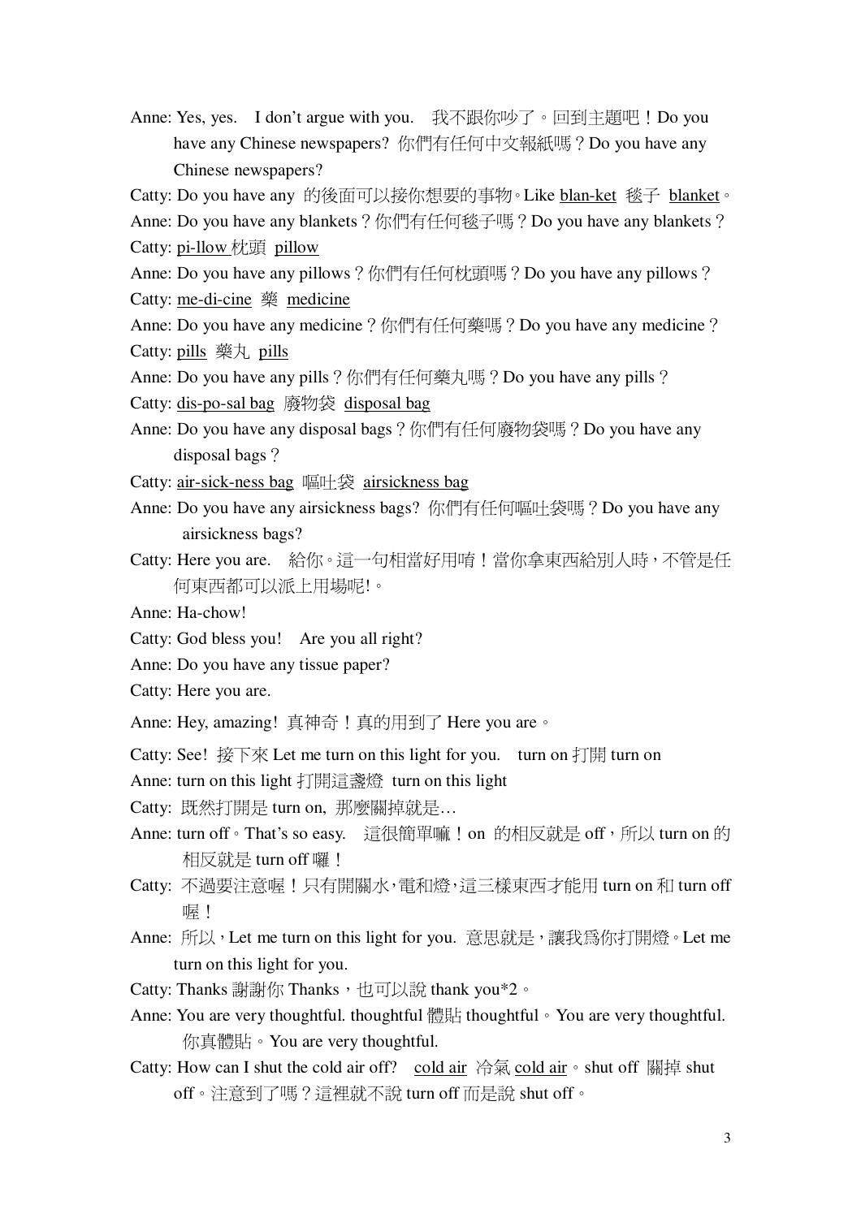Anne: Yes, yes.　I don't argue with you.　我不跟你吵了。回到主題吧！Do you have any Chinese newspapers? 你們有任何中文報紙嗎？Do you have any Chinese newspapers?

Catty: Do you have any 的後面可以接你想要的事物。Like <u>blan-ket</u> 毯子 <u>blanket</u>。

Anne: Do you have any blankets？你們有任何毯子嗎？Do you have any blankets？

Catty: <u>pi-llow</u> 枕頭 <u>pillow</u>

Anne: Do you have any pillows？你們有任何枕頭嗎？Do you have any pillows？

Catty: <u>me-di-cine</u> 藥 <u>medicine</u>

Anne: Do you have any medicine？你們有任何藥嗎？Do you have any medicine？

Catty: <u>pills</u> 藥丸 <u>pills</u>

Anne: Do you have any pills？你們有任何藥丸嗎？Do you have any pills？

Catty: <u>dis-po-sal bag</u> 廢物袋 <u>disposal bag</u>

Anne: Do you have any disposal bags？你們有任何廢物袋嗎？Do you have any disposal bags？

Catty: <u>air-sick-ness bag</u> 嘔吐袋 <u>airsickness bag</u>

Anne: Do you have any airsickness bags? 你們有任何嘔吐袋嗎？Do you have any airsickness bags?

Catty: Here you are.　給你。這一句相當好用唷！當你拿東西給別人時，不管是任何東西都可以派上用場呢!。

Anne: Ha-chow!

Catty: God bless you!　Are you all right?

Anne: Do you have any tissue paper?

Catty: Here you are.

Anne: Hey, amazing! 真神奇！真的用到了 Here you are。

Catty: See! 接下來 Let me turn on this light for you.　turn on 打開 turn on

Anne: turn on this light 打開這盞燈 turn on this light

Catty: 既然打開是 turn on, 那麼關掉就是…

Anne: turn off。That's so easy.　這很簡單嘛！on 的相反就是 off，所以 turn on 的相反就是 turn off 囉！

Catty: 不過要注意喔！只有開關水，電和燈，這三樣東西才能用 turn on 和 turn off 喔！

Anne: 所以，Let me turn on this light for you. 意思就是，讓我為你打開燈。Let me turn on this light for you.

Catty: Thanks 謝謝你 Thanks，也可以說 thank you*2。

Anne: You are very thoughtful. thoughtful 體貼 thoughtful。You are very thoughtful. 你真體貼。You are very thoughtful.

Catty: How can I shut the cold air off?　<u>cold air</u> 冷氣 <u>cold air</u>。shut off 關掉 shut off。注意到了嗎？這裡就不說 turn off 而是說 shut off。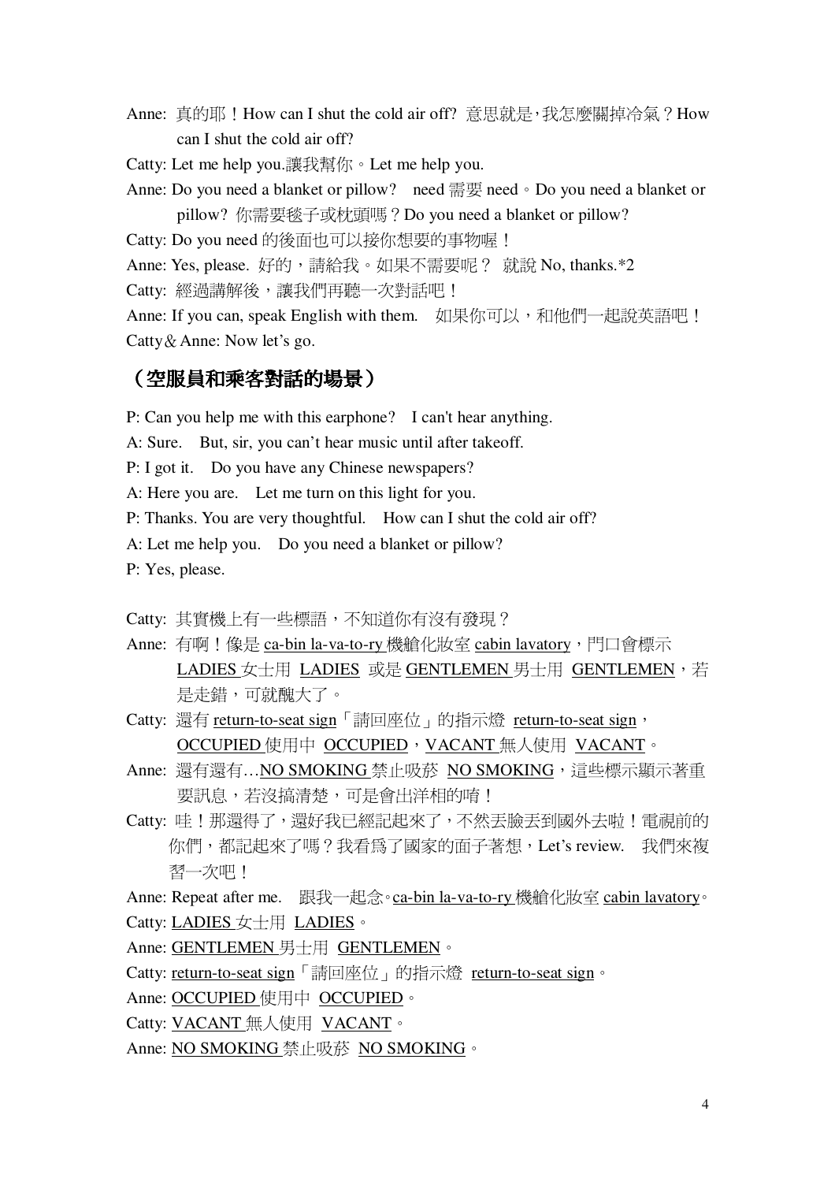Anne: 真的耶！How can I shut the cold air off? 意思就是，我怎麼關掉冷氣？How can I shut the cold air off?

Catty: Let me help you.讓我幫你。Let me help you.

Anne: Do you need a blanket or pillow?　need 需要 need。Do you need a blanket or pillow? 你需要毯子或枕頭嗎？Do you need a blanket or pillow?

Catty: Do you need 的後面也可以接你想要的事物喔！

Anne: Yes, please. 好的，請給我。如果不需要呢？ 就說 No, thanks.*2

Catty: 經過講解後，讓我們再聽一次對話吧！

Anne: If you can, speak English with them.　如果你可以，和他們一起說英語吧！

Catty＆Anne: Now let's go.

## （空服員和乘客對話的場景）

P: Can you help me with this earphone?　I can't hear anything.

A: Sure.　But, sir, you can't hear music until after takeoff.

P: I got it.　Do you have any Chinese newspapers?

A: Here you are.　Let me turn on this light for you.

P: Thanks. You are very thoughtful.　How can I shut the cold air off?

A: Let me help you.　Do you need a blanket or pillow?

P: Yes, please.

Catty: 其實機上有一些標語，不知道你有沒有發現？

Anne: 有啊！像是 ca-bin la-va-to-ry 機艙化妝室 cabin lavatory，門口會標示 LADIES 女士用 LADIES 或是 GENTLEMEN 男士用 GENTLEMEN，若是走錯，可就醜大了。

Catty: 還有 return-to-seat sign「請回座位」的指示燈 return-to-seat sign，OCCUPIED 使用中 OCCUPIED，VACANT 無人使用 VACANT。

Anne: 還有還有…NO SMOKING 禁止吸菸 NO SMOKING，這些標示顯示著重要訊息，若沒搞清楚，可是會出洋相的唷！

Catty: 哇！那還得了，還好我已經記起來了，不然丟臉丟到國外去啦！電視前的你們，都記起來了嗎？我看為了國家的面子著想，Let's review.　我們來複習一次吧！

Anne: Repeat after me.　跟我一起念。ca-bin la-va-to-ry 機艙化妝室 cabin lavatory。

Catty: LADIES 女士用 LADIES。

Anne: GENTLEMEN 男士用 GENTLEMEN。

Catty: return-to-seat sign「請回座位」的指示燈 return-to-seat sign。

Anne: OCCUPIED 使用中 OCCUPIED。

Catty: VACANT 無人使用 VACANT。

Anne: NO SMOKING 禁止吸菸 NO SMOKING。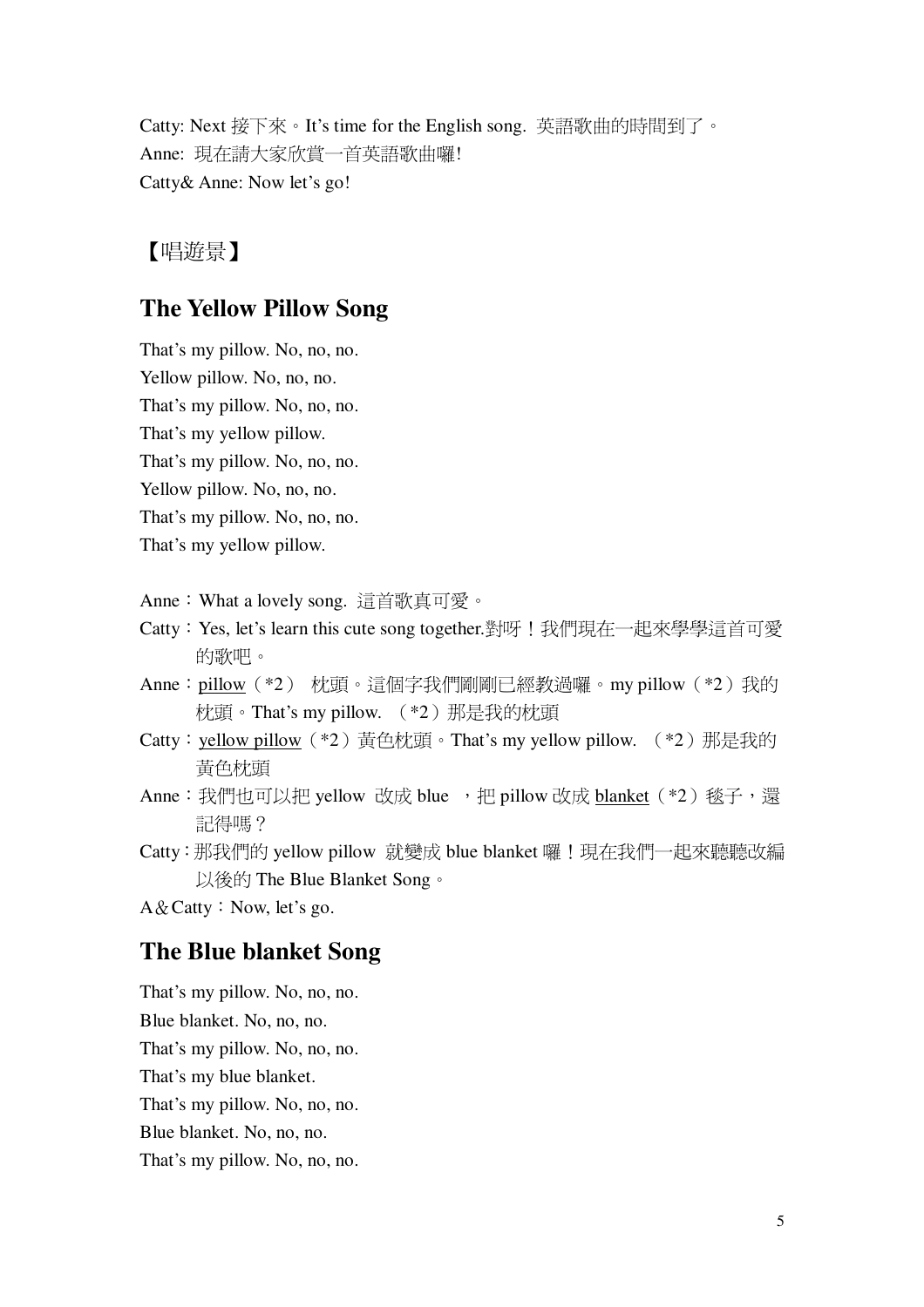Catty: Next 接下來。It's time for the English song. 英語歌曲的時間到了。
Anne: 現在請大家欣賞一首英語歌曲囉!
Catty& Anne: Now let's go!

【唱遊景】

## The Yellow Pillow Song

That's my pillow. No, no, no.
Yellow pillow. No, no, no.
That's my pillow. No, no, no.
That's my yellow pillow.
That's my pillow. No, no, no.
Yellow pillow. No, no, no.
That's my pillow. No, no, no.
That's my yellow pillow.

Anne：What a lovely song. 這首歌真可愛。
Catty：Yes, let's learn this cute song together.對呀！我們現在一起來學學這首可愛的歌吧。
Anne：pillow（*2） 枕頭。這個字我們剛剛已經教過囉。my pillow（*2）我的枕頭。That's my pillow. （*2）那是我的枕頭
Catty：yellow pillow（*2）黃色枕頭。That's my yellow pillow. （*2）那是我的黃色枕頭
Anne：我們也可以把 yellow 改成 blue ，把 pillow 改成 blanket（*2）毯子，還記得嗎？
Catty：那我們的 yellow pillow 就變成 blue blanket 囉！現在我們一起來聽聽改編以後的 The Blue Blanket Song。
A＆Catty：Now, let's go.

## The Blue blanket Song

That's my pillow. No, no, no.
Blue blanket. No, no, no.
That's my pillow. No, no, no.
That's my blue blanket.
That's my pillow. No, no, no.
Blue blanket. No, no, no.
That's my pillow. No, no, no.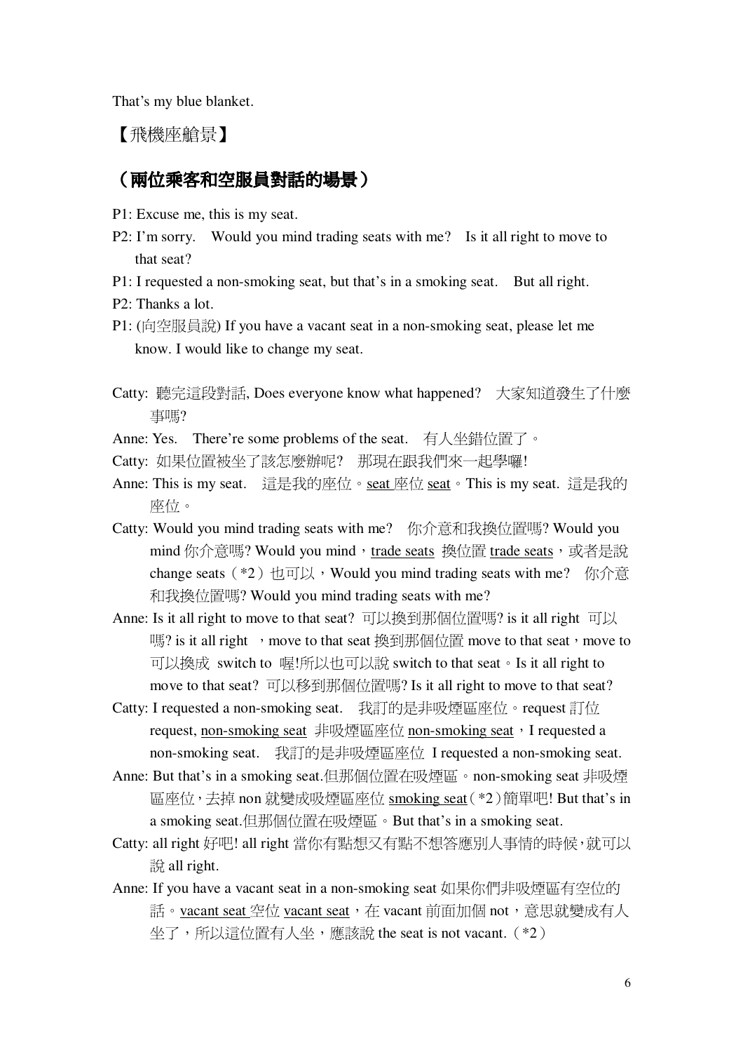That's my blue blanket.

【飛機座艙景】

## （兩位乘客和空服員對話的場景）

P1: Excuse me, this is my seat.

P2: I'm sorry.　Would you mind trading seats with me?　Is it all right to move to that seat?

P1: I requested a non-smoking seat, but that's in a smoking seat.　But all right.

P2: Thanks a lot.

P1: (向空服員說) If you have a vacant seat in a non-smoking seat, please let me know. I would like to change my seat.

Catty: 聽完這段對話, Does everyone know what happened?　大家知道發生了什麼事嗎?

Anne: Yes.　There're some problems of the seat.　有人坐錯位置了。

Catty: 如果位置被坐了該怎麼辦呢?　那現在跟我們來一起學囉!

Anne: This is my seat.　這是我的座位。seat 座位 seat。This is my seat. 這是我的座位。

Catty: Would you mind trading seats with me?　你介意和我換位置嗎? Would you mind 你介意嗎? Would you mind，trade seats 換位置 trade seats，或者是說 change seats（*2）也可以，Would you mind trading seats with me?　你介意和我換位置嗎? Would you mind trading seats with me?

Anne: Is it all right to move to that seat? 可以換到那個位置嗎? is it all right 可以嗎? is it all right ，move to that seat 換到那個位置 move to that seat，move to 可以換成 switch to 喔!所以也可以說 switch to that seat。Is it all right to move to that seat? 可以移到那個位置嗎? Is it all right to move to that seat?

Catty: I requested a non-smoking seat.　我訂的是非吸煙區座位。request 訂位 request, non-smoking seat 非吸煙區座位 non-smoking seat，I requested a non-smoking seat.　我訂的是非吸煙區座位 I requested a non-smoking seat.

Anne: But that's in a smoking seat.但那個位置在吸煙區。non-smoking seat 非吸煙區座位，去掉 non 就變成吸煙區座位 smoking seat（*2）簡單吧! But that's in a smoking seat.但那個位置在吸煙區。But that's in a smoking seat.

Catty: all right 好吧! all right 當你有點想又有點不想答應別人事情的時候，就可以說 all right.

Anne: If you have a vacant seat in a non-smoking seat 如果你們非吸煙區有空位的話。vacant seat 空位 vacant seat，在 vacant 前面加個 not，意思就變成有人坐了，所以這位置有人坐，應該說 the seat is not vacant.（*2）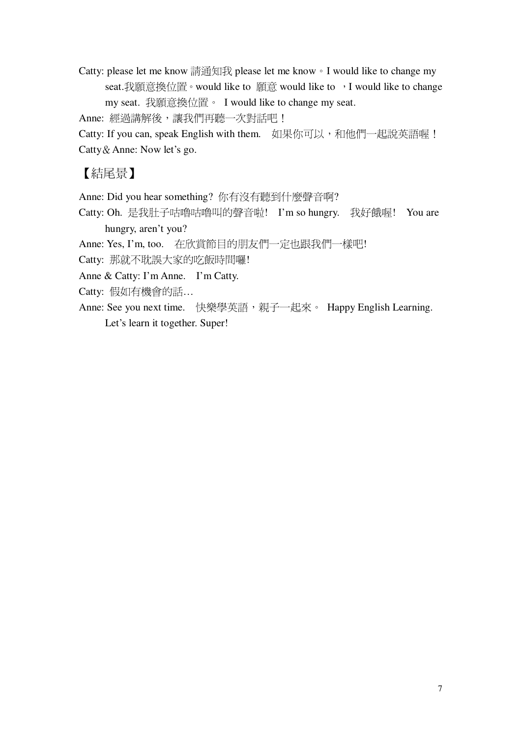Catty: please let me know 請通知我 please let me know。I would like to change my seat.我願意換位置。would like to 願意 would like to ，I would like to change my seat. 我願意換位置。 I would like to change my seat.

Anne: 經過講解後，讓我們再聽一次對話吧！

Catty: If you can, speak English with them. 如果你可以，和他們一起說英語喔！

Catty＆Anne: Now let's go.

## 【結尾景】

Anne: Did you hear something? 你有沒有聽到什麼聲音啊?

Catty: Oh. 是我肚子咕嚕咕嚕叫的聲音啦! I'm so hungry. 我好餓喔! You are hungry, aren't you?

Anne: Yes, I'm, too. 在欣賞節目的朋友們一定也跟我們一樣吧!

Catty: 那就不耽誤大家的吃飯時間囉!

Anne & Catty: I'm Anne. I'm Catty.

Catty: 假如有機會的話…

Anne: See you next time. 快樂學英語，親子一起來。 Happy English Learning. Let's learn it together. Super!